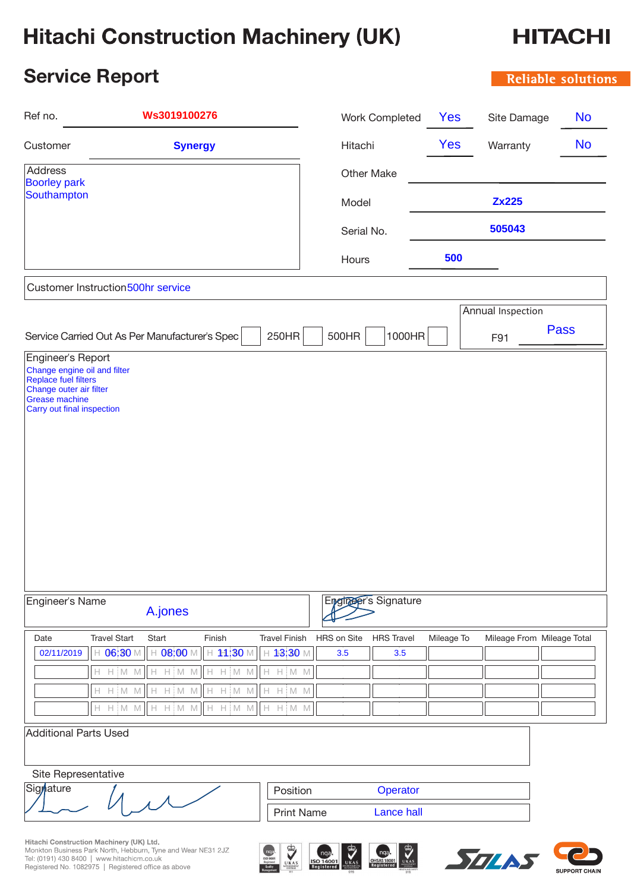# Hitachi Construction Machinery (UK)

**HITACHI**

## Service Report

Reliable solutions

| | | | | | |
|---|---|---|---|---|---|
| Ref no. | Ws3019100276 | Work Completed | Yes | Site Damage | No |
| Customer | Synergy | Hitachi | Yes | Warranty | No |

Address
Boorley park
Southampton

| | |
|---|---|
| Other Make | |
| Model | Zx225 |
| Serial No. | 505043 |
| Hours | 500 |

Customer Instruction 500hr service

Service Carried Out As Per Manufacturer's Spec ☐ 250HR ☐ 500HR ☐ 1000HR ☐

Annual Inspection
F91 Pass

Engineer's Report
Change engine oil and filter
Replace fuel filters
Change outer air filter
Grease machine
Carry out final inspection

Engineer's Name: A.jones

Engineer's Signature

| Date | Travel Start | Start | Finish | Travel Finish | HRS on Site | HRS Travel | Mileage To | Mileage From | Mileage Total |
|---|---|---|---|---|---|---|---|---|---|
| 02/11/2019 | 06:30 | 08:00 | 11:30 | 13:30 | 3.5 | 3.5 | | | |
| | | | | | | | | | |
| | | | | | | | | | |
| | | | | | | | | | |

Additional Parts Used

Site Representative

Signature

| | |
|---|---|
| Position | Operator |
| Print Name | Lance hall |

Hitachi Construction Machinery (UK) Ltd.
Monkton Business Park North, Hebburn, Tyne and Wear NE31 2JZ
Tel: (0191) 430 8400 | www.hitachicm.co.uk
Registered No. 1082975 | Registered office as above

ISO 9001 | ISO 14001 | OHSAS 18001

SOLAS

SUPPORT CHAIN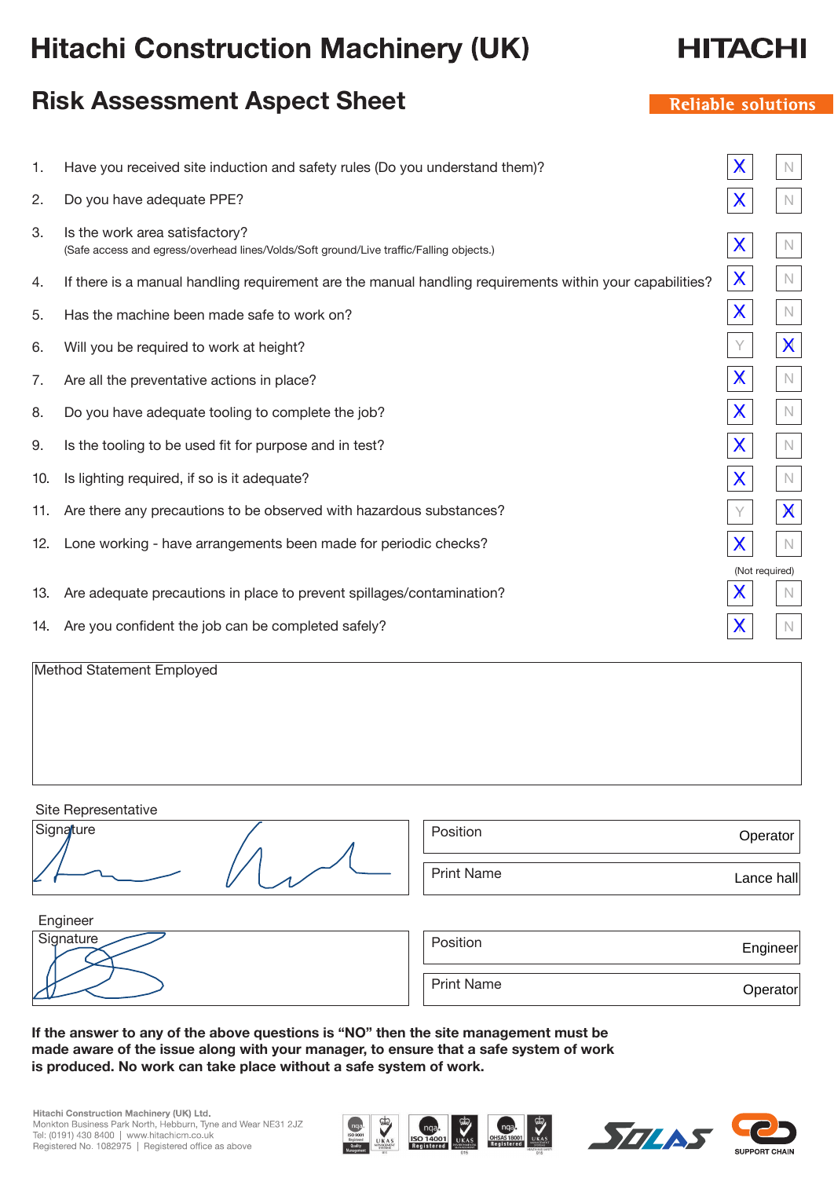# Hitachi Construction Machinery (UK)

HITACHI

## Risk Assessment Aspect Sheet

Reliable solutions

| | Question | Y | N |
|---|---|---|---|
| 1. | Have you received site induction and safety rules (Do you understand them)? | X | N |
| 2. | Do you have adequate PPE? | X | N |
| 3. | Is the work area satisfactory? (Safe access and egress/overhead lines/Volds/Soft ground/Live traffic/Falling objects.) | X | N |
| 4. | If there is a manual handling requirement are the manual handling requirements within your capabilities? | X | N |
| 5. | Has the machine been made safe to work on? | X | N |
| 6. | Will you be required to work at height? | Y | X |
| 7. | Are all the preventative actions in place? | X | N |
| 8. | Do you have adequate tooling to complete the job? | X | N |
| 9. | Is the tooling to be used fit for purpose and in test? | X | N |
| 10. | Is lighting required, if so is it adequate? | X | N |
| 11. | Are there any precautions to be observed with hazardous substances? | Y | X |
| 12. | Lone working - have arrangements been made for periodic checks? (Not required) | X | N |
| 13. | Are adequate precautions in place to prevent spillages/contamination? | X | N |
| 14. | Are you confident the job can be completed safely? | X | N |

Method Statement Employed

Site Representative

| | | |
|---|---|---|
| Signature | Position | Operator |
| | Print Name | Lance hall |

Engineer

| | | |
|---|---|---|
| Signature | Position | Engineer |
| | Print Name | Operator |

**If the answer to any of the above questions is "NO" then the site management must be made aware of the issue along with your manager, to ensure that a safe system of work is produced. No work can take place without a safe system of work.**

**Hitachi Construction Machinery (UK) Ltd.**
Monkton Business Park North, Hebburn, Tyne and Wear NE31 2JZ
Tel: (0191) 430 8400 | www.hitachicm.co.uk
Registered No. 1082975 | Registered office as above

ISO 9001 | ISO 14001 | OHSAS 18001 | SOLAS | SUPPORT CHAIN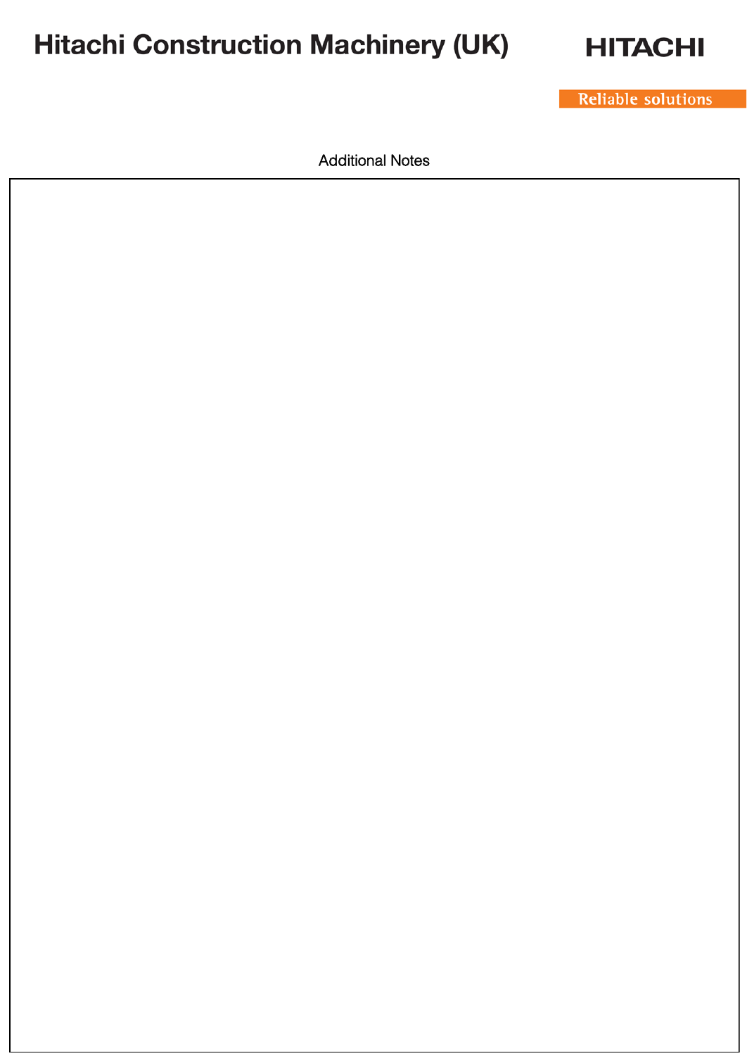# Hitachi Construction Machinery (UK)

HITACHI

Reliable solutions

Additional Notes